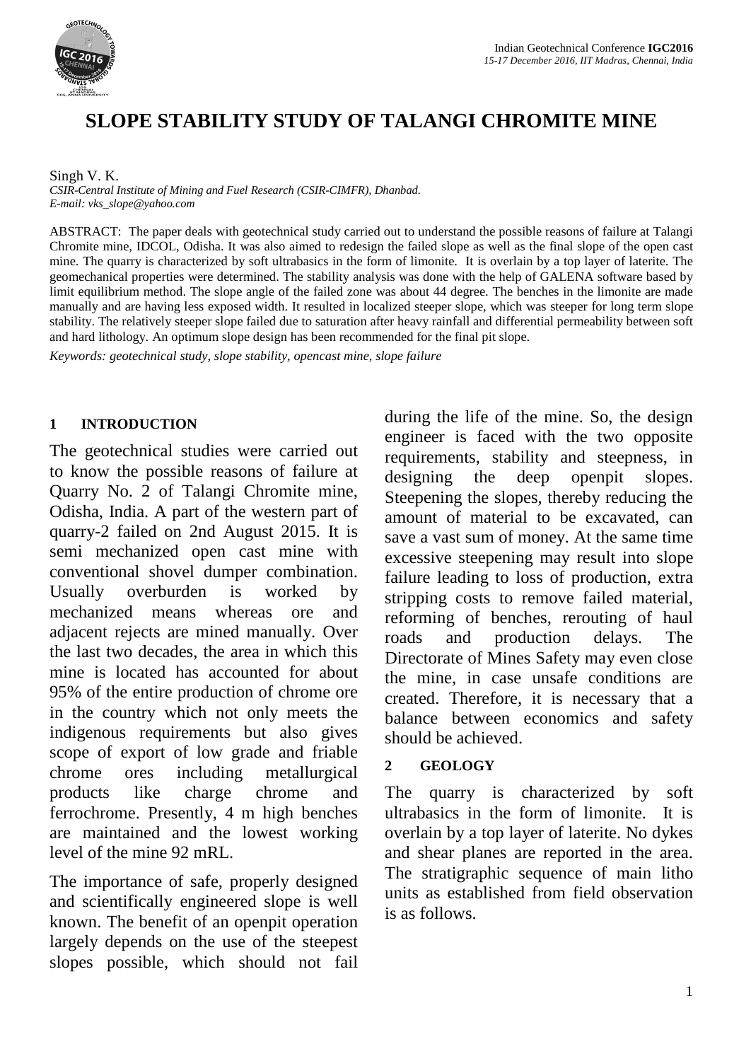# SLOPE STABILITY STUDY OF TALANGI CHROMITE MINE

Singh V. K.

*CSIR-Central Institute of Mining and Fuel Research (CSIR-CIMFR), Dhanbad.*
*E-mail: vks_slope@yahoo.com*

ABSTRACT: The paper deals with geotechnical study carried out to understand the possible reasons of failure at Talangi Chromite mine, IDCOL, Odisha. It was also aimed to redesign the failed slope as well as the final slope of the open cast mine. The quarry is characterized by soft ultrabasics in the form of limonite. It is overlain by a top layer of laterite. The geomechanical properties were determined. The stability analysis was done with the help of GALENA software based by limit equilibrium method. The slope angle of the failed zone was about 44 degree. The benches in the limonite are made manually and are having less exposed width. It resulted in localized steeper slope, which was steeper for long term slope stability. The relatively steeper slope failed due to saturation after heavy rainfall and differential permeability between soft and hard lithology. An optimum slope design has been recommended for the final pit slope.

*Keywords: geotechnical study, slope stability, opencast mine, slope failure*

## 1 INTRODUCTION

The geotechnical studies were carried out to know the possible reasons of failure at Quarry No. 2 of Talangi Chromite mine, Odisha, India. A part of the western part of quarry-2 failed on 2nd August 2015. It is semi mechanized open cast mine with conventional shovel dumper combination. Usually overburden is worked by mechanized means whereas ore and adjacent rejects are mined manually. Over the last two decades, the area in which this mine is located has accounted for about 95% of the entire production of chrome ore in the country which not only meets the indigenous requirements but also gives scope of export of low grade and friable chrome ores including metallurgical products like charge chrome and ferrochrome. Presently, 4 m high benches are maintained and the lowest working level of the mine 92 mRL.

The importance of safe, properly designed and scientifically engineered slope is well known. The benefit of an openpit operation largely depends on the use of the steepest slopes possible, which should not fail during the life of the mine. So, the design engineer is faced with the two opposite requirements, stability and steepness, in designing the deep openpit slopes. Steepening the slopes, thereby reducing the amount of material to be excavated, can save a vast sum of money. At the same time excessive steepening may result into slope failure leading to loss of production, extra stripping costs to remove failed material, reforming of benches, rerouting of haul roads and production delays. The Directorate of Mines Safety may even close the mine, in case unsafe conditions are created. Therefore, it is necessary that a balance between economics and safety should be achieved.

## 2 GEOLOGY

The quarry is characterized by soft ultrabasics in the form of limonite. It is overlain by a top layer of laterite. No dykes and shear planes are reported in the area. The stratigraphic sequence of main litho units as established from field observation is as follows.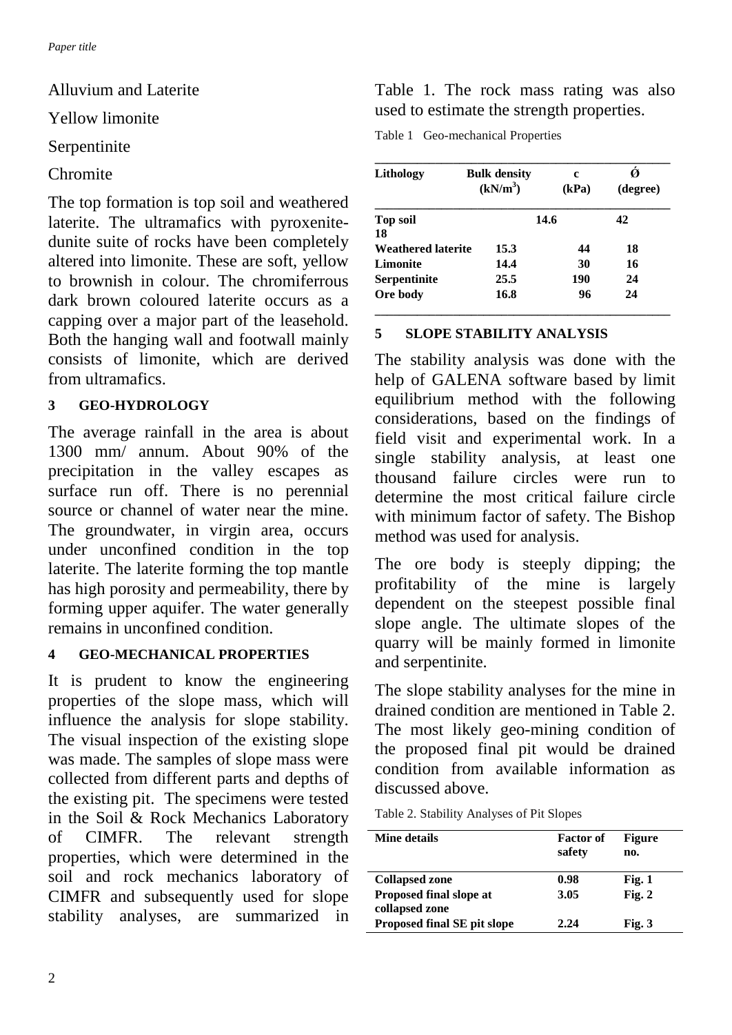Alluvium and Laterite

Yellow limonite

Serpentinite

Chromite

The top formation is top soil and weathered laterite. The ultramafics with pyroxenite-dunite suite of rocks have been completely altered into limonite. These are soft, yellow to brownish in colour. The chromiferrous dark brown coloured laterite occurs as a capping over a major part of the leasehold. Both the hanging wall and footwall mainly consists of limonite, which are derived from ultramafics.

## 3 GEO-HYDROLOGY

The average rainfall in the area is about 1300 mm/ annum. About 90% of the precipitation in the valley escapes as surface run off. There is no perennial source or channel of water near the mine. The groundwater, in virgin area, occurs under unconfined condition in the top laterite. The laterite forming the top mantle has high porosity and permeability, there by forming upper aquifer. The water generally remains in unconfined condition.

## 4 GEO-MECHANICAL PROPERTIES

It is prudent to know the engineering properties of the slope mass, which will influence the analysis for slope stability. The visual inspection of the existing slope was made. The samples of slope mass were collected from different parts and depths of the existing pit. The specimens were tested in the Soil & Rock Mechanics Laboratory of CIMFR. The relevant strength properties, which were determined in the soil and rock mechanics laboratory of CIMFR and subsequently used for slope stability analyses, are summarized in Table 1. The rock mass rating was also used to estimate the strength properties.

Table 1 Geo-mechanical Properties

| Lithology | Bulk density ($kN/m^3$) | c (kPa) | Ǿ (degree) |
|---|---|---|---|
| Top soil | 18 | 14.6 | 42 |
| Weathered laterite | 15.3 | 44 | 18 |
| Limonite | 14.4 | 30 | 16 |
| Serpentinite | 25.5 | 190 | 24 |
| Ore body | 16.8 | 96 | 24 |

## 5 SLOPE STABILITY ANALYSIS

The stability analysis was done with the help of GALENA software based by limit equilibrium method with the following considerations, based on the findings of field visit and experimental work. In a single stability analysis, at least one thousand failure circles were run to determine the most critical failure circle with minimum factor of safety. The Bishop method was used for analysis.

The ore body is steeply dipping; the profitability of the mine is largely dependent on the steepest possible final slope angle. The ultimate slopes of the quarry will be mainly formed in limonite and serpentinite.

The slope stability analyses for the mine in drained condition are mentioned in Table 2. The most likely geo-mining condition of the proposed final pit would be drained condition from available information as discussed above.

Table 2. Stability Analyses of Pit Slopes

| Mine details | Factor of safety | Figure no. |
|---|---|---|
| Collapsed zone | 0.98 | Fig. 1 |
| Proposed final slope at collapsed zone | 3.05 | Fig. 2 |
| Proposed final SE pit slope | 2.24 | Fig. 3 |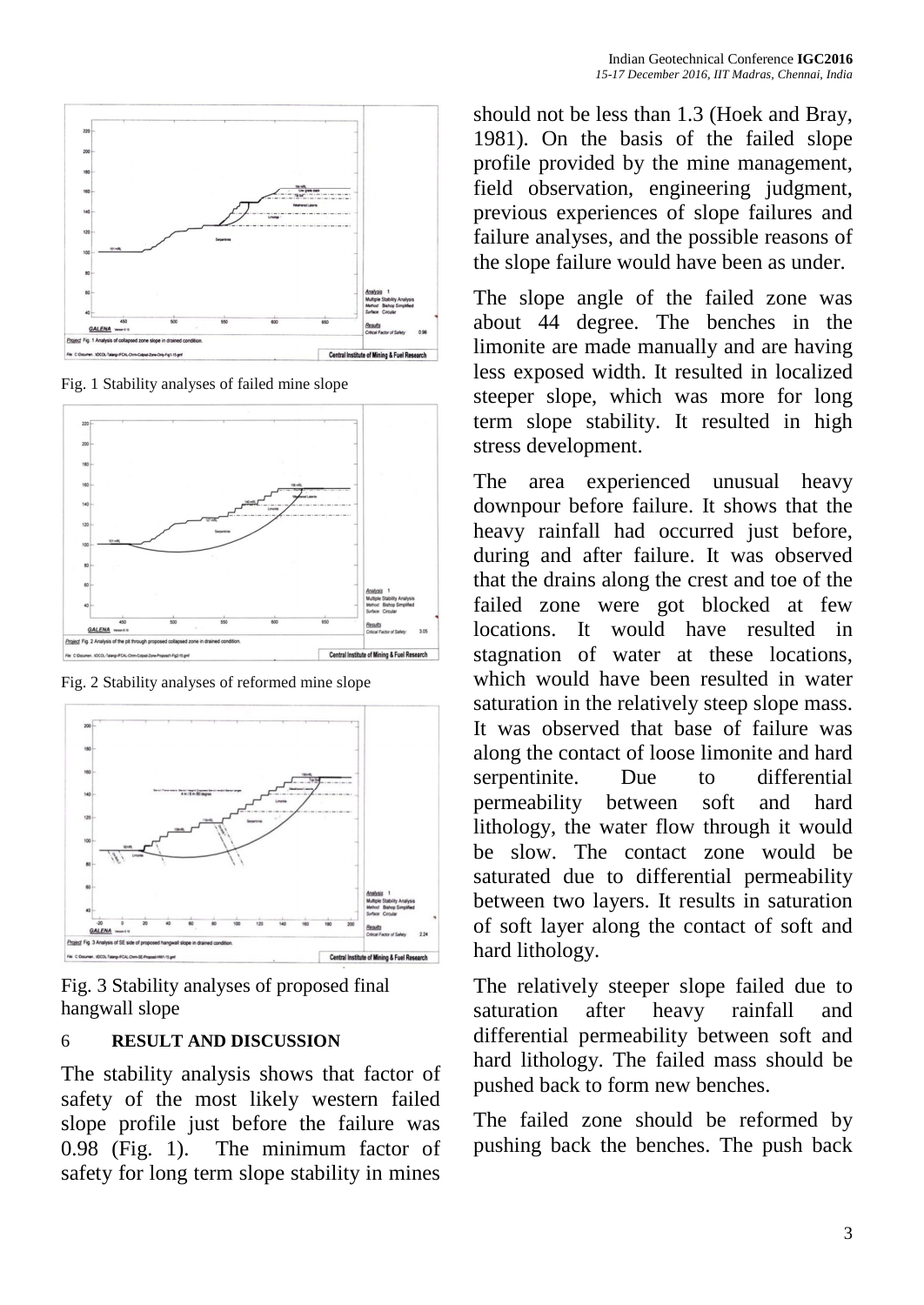Fig. 1 Stability analyses of failed mine slope

Fig. 2 Stability analyses of reformed mine slope

Fig. 3 Stability analyses of proposed final hangwall slope

## 6 RESULT AND DISCUSSION

The stability analysis shows that factor of safety of the most likely western failed slope profile just before the failure was 0.98 (Fig. 1). The minimum factor of safety for long term slope stability in mines should not be less than 1.3 (Hoek and Bray, 1981). On the basis of the failed slope profile provided by the mine management, field observation, engineering judgment, previous experiences of slope failures and failure analyses, and the possible reasons of the slope failure would have been as under.

The slope angle of the failed zone was about 44 degree. The benches in the limonite are made manually and are having less exposed width. It resulted in localized steeper slope, which was more for long term slope stability. It resulted in high stress development.

The area experienced unusual heavy downpour before failure. It shows that the heavy rainfall had occurred just before, during and after failure. It was observed that the drains along the crest and toe of the failed zone were got blocked at few locations. It would have resulted in stagnation of water at these locations, which would have been resulted in water saturation in the relatively steep slope mass. It was observed that base of failure was along the contact of loose limonite and hard serpentinite. Due to differential permeability between soft and hard lithology, the water flow through it would be slow. The contact zone would be saturated due to differential permeability between two layers. It results in saturation of soft layer along the contact of soft and hard lithology.

The relatively steeper slope failed due to saturation after heavy rainfall and differential permeability between soft and hard lithology. The failed mass should be pushed back to form new benches.

The failed zone should be reformed by pushing back the benches. The push back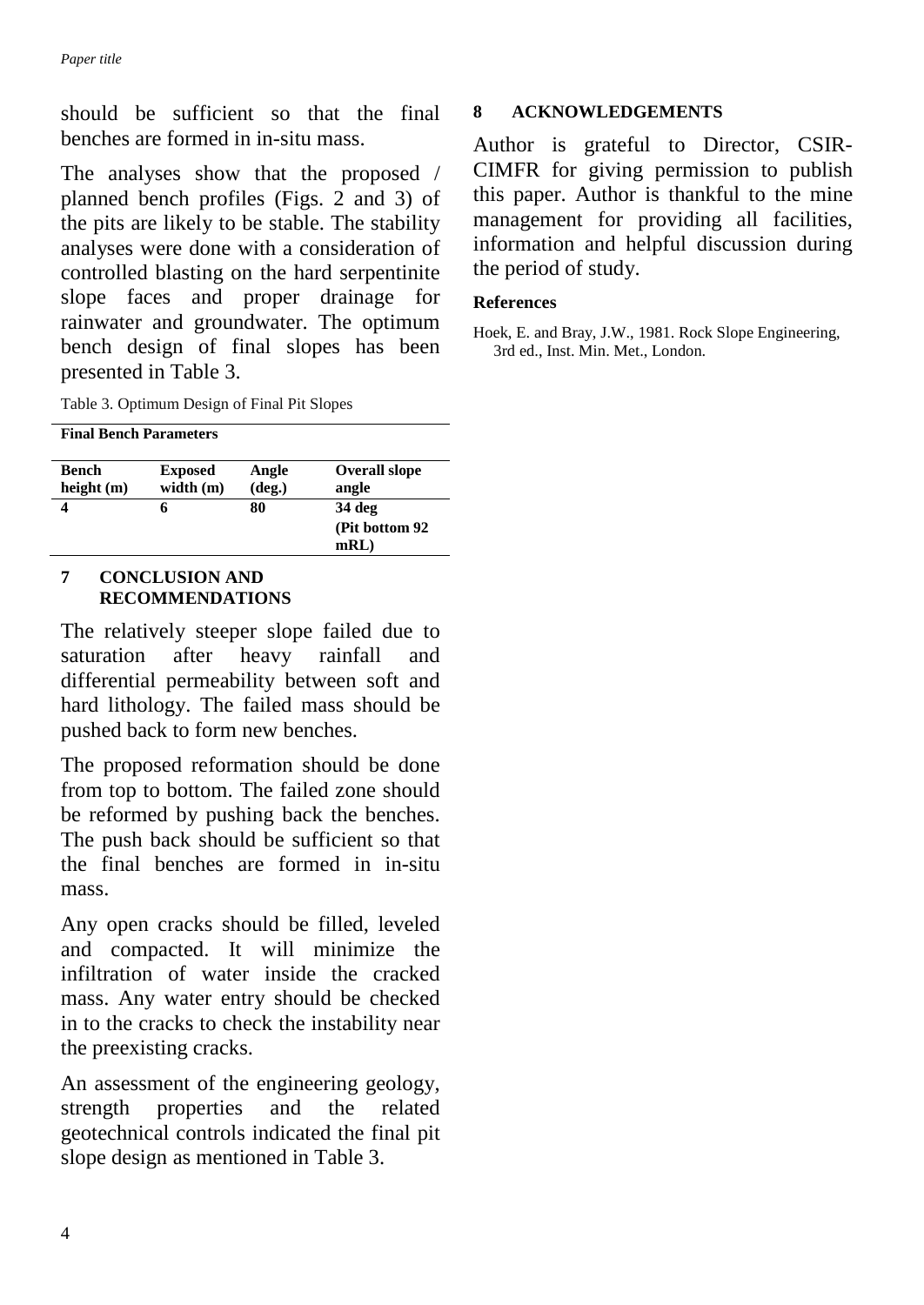should be sufficient so that the final benches are formed in in-situ mass.

The analyses show that the proposed / planned bench profiles (Figs. 2 and 3) of the pits are likely to be stable. The stability analyses were done with a consideration of controlled blasting on the hard serpentinite slope faces and proper drainage for rainwater and groundwater. The optimum bench design of final slopes has been presented in Table 3.

Table 3. Optimum Design of Final Pit Slopes

| **Final Bench Parameters** | | | |
|---|---|---|---|
| **Bench height (m)** | **Exposed width (m)** | **Angle (deg.)** | **Overall slope angle** |
| **4** | **6** | **80** | **34 deg (Pit bottom 92 mRL)** |

## 7 CONCLUSION AND RECOMMENDATIONS

The relatively steeper slope failed due to saturation after heavy rainfall and differential permeability between soft and hard lithology. The failed mass should be pushed back to form new benches.

The proposed reformation should be done from top to bottom. The failed zone should be reformed by pushing back the benches. The push back should be sufficient so that the final benches are formed in in-situ mass.

Any open cracks should be filled, leveled and compacted. It will minimize the infiltration of water inside the cracked mass. Any water entry should be checked in to the cracks to check the instability near the preexisting cracks.

An assessment of the engineering geology, strength properties and the related geotechnical controls indicated the final pit slope design as mentioned in Table 3.

## 8 ACKNOWLEDGEMENTS

Author is grateful to Director, CSIR-CIMFR for giving permission to publish this paper. Author is thankful to the mine management for providing all facilities, information and helpful discussion during the period of study.

### References

Hoek, E. and Bray, J.W., 1981. Rock Slope Engineering, 3rd ed., Inst. Min. Met., London.